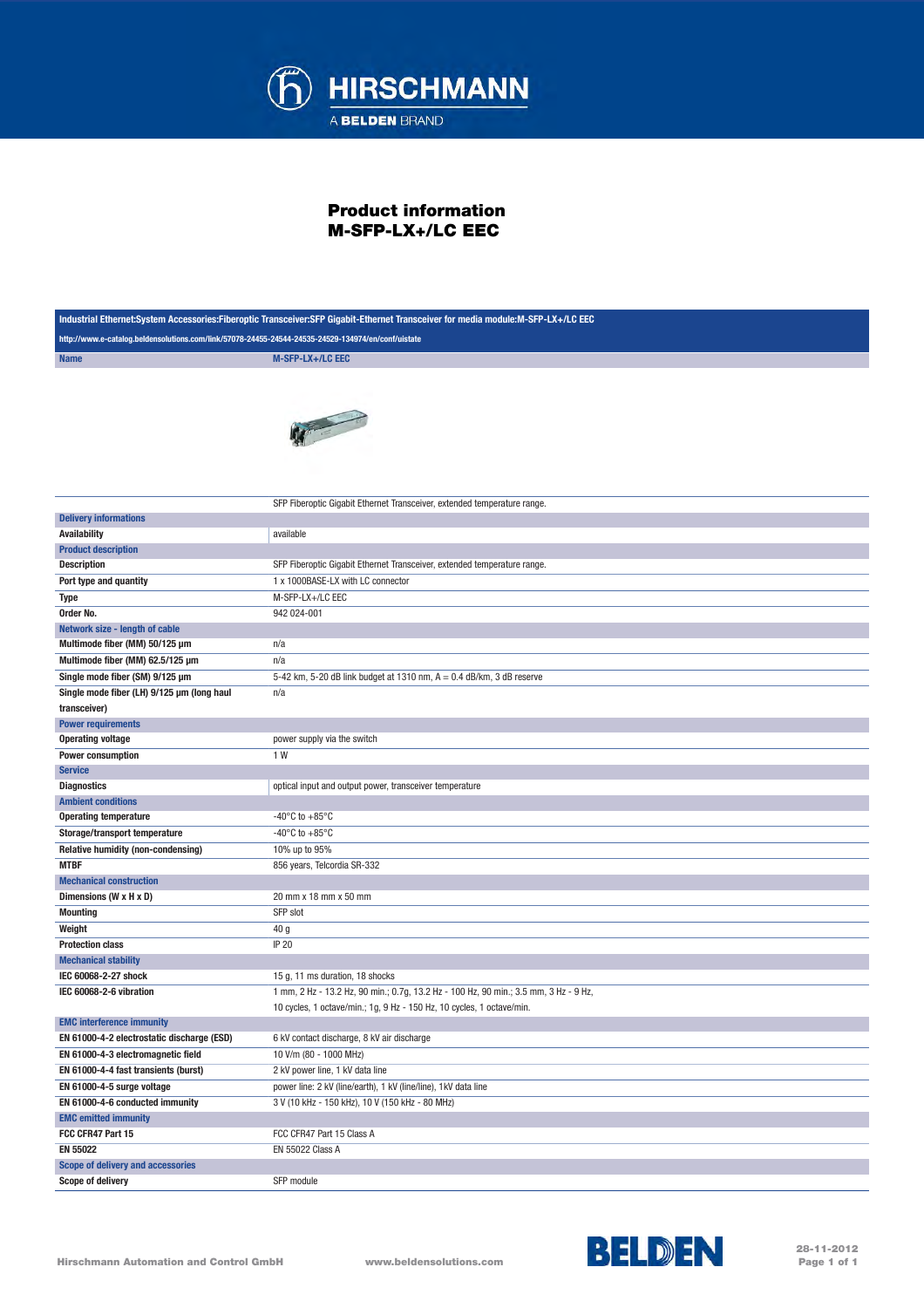HIRSCHMANN

A BELDEN BRAND

# Product information
# M-SFP-LX+/LC EEC

**Industrial Ethernet:System Accessories:Fiberoptic Transceiver:SFP Gigabit-Ethernet Transceiver for media module:M-SFP-LX+/LC EEC**

http://www.e-catalog.beldensolutions.com/link/57078-24455-24544-24535-24529-134974/en/conf/uistate

| Name | M-SFP-LX+/LC EEC |
|---|---|
| | SFP Fiberoptic Gigabit Ethernet Transceiver, extended temperature range. |
| **Delivery informations** | |
| Availability | available |
| **Product description** | |
| Description | SFP Fiberoptic Gigabit Ethernet Transceiver, extended temperature range. |
| Port type and quantity | 1 x 1000BASE-LX with LC connector |
| Type | M-SFP-LX+/LC EEC |
| Order No. | 942 024-001 |
| **Network size - length of cable** | |
| Multimode fiber (MM) 50/125 µm | n/a |
| Multimode fiber (MM) 62.5/125 µm | n/a |
| Single mode fiber (SM) 9/125 µm | 5-42 km, 5-20 dB link budget at 1310 nm, A = 0.4 dB/km, 3 dB reserve |
| Single mode fiber (LH) 9/125 µm (long haul transceiver) | n/a |
| **Power requirements** | |
| Operating voltage | power supply via the switch |
| Power consumption | 1 W |
| **Service** | |
| Diagnostics | optical input and output power, transceiver temperature |
| **Ambient conditions** | |
| Operating temperature | -40°C to +85°C |
| Storage/transport temperature | -40°C to +85°C |
| Relative humidity (non-condensing) | 10% up to 95% |
| MTBF | 856 years, Telcordia SR-332 |
| **Mechanical construction** | |
| Dimensions (W x H x D) | 20 mm x 18 mm x 50 mm |
| Mounting | SFP slot |
| Weight | 40 g |
| Protection class | IP 20 |
| **Mechanical stability** | |
| IEC 60068-2-27 shock | 15 g, 11 ms duration, 18 shocks |
| IEC 60068-2-6 vibration | 1 mm, 2 Hz - 13.2 Hz, 90 min.; 0.7g, 13.2 Hz - 100 Hz, 90 min.; 3.5 mm, 3 Hz - 9 Hz, 10 cycles, 1 octave/min.; 1g, 9 Hz - 150 Hz, 10 cycles, 1 octave/min. |
| **EMC interference immunity** | |
| EN 61000-4-2 electrostatic discharge (ESD) | 6 kV contact discharge, 8 kV air discharge |
| EN 61000-4-3 electromagnetic field | 10 V/m (80 - 1000 MHz) |
| EN 61000-4-4 fast transients (burst) | 2 kV power line, 1 kV data line |
| EN 61000-4-5 surge voltage | power line: 2 kV (line/earth), 1 kV (line/line), 1kV data line |
| EN 61000-4-6 conducted immunity | 3 V (10 kHz - 150 kHz), 10 V (150 kHz - 80 MHz) |
| **EMC emitted immunity** | |
| FCC CFR47 Part 15 | FCC CFR47 Part 15 Class A |
| EN 55022 | EN 55022 Class A |
| **Scope of delivery and accessories** | |
| Scope of delivery | SFP module |

Hirschmann Automation and Control GmbH  www.beldensolutions.com  BELDEN  28-11-2012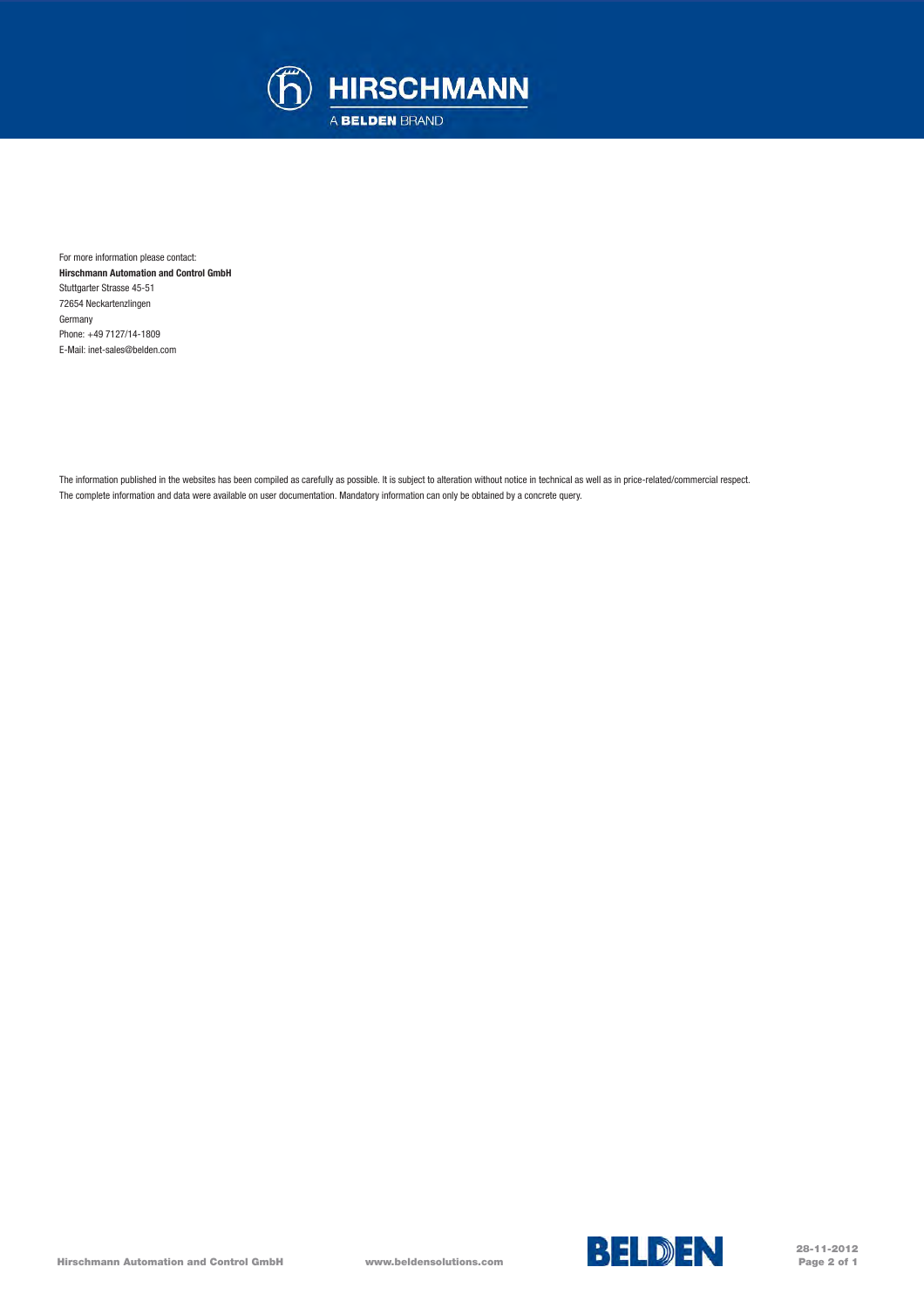For more information please contact:
**Hirschmann Automation and Control GmbH**
Stuttgarter Strasse 45-51
72654 Neckartenzlingen
Germany
Phone: +49 7127/14-1809
E-Mail: inet-sales@belden.com

The information published in the websites has been compiled as carefully as possible. It is subject to alteration without notice in technical as well as in price-related/commercial respect.
The complete information and data were available on user documentation. Mandatory information can only be obtained by a concrete query.